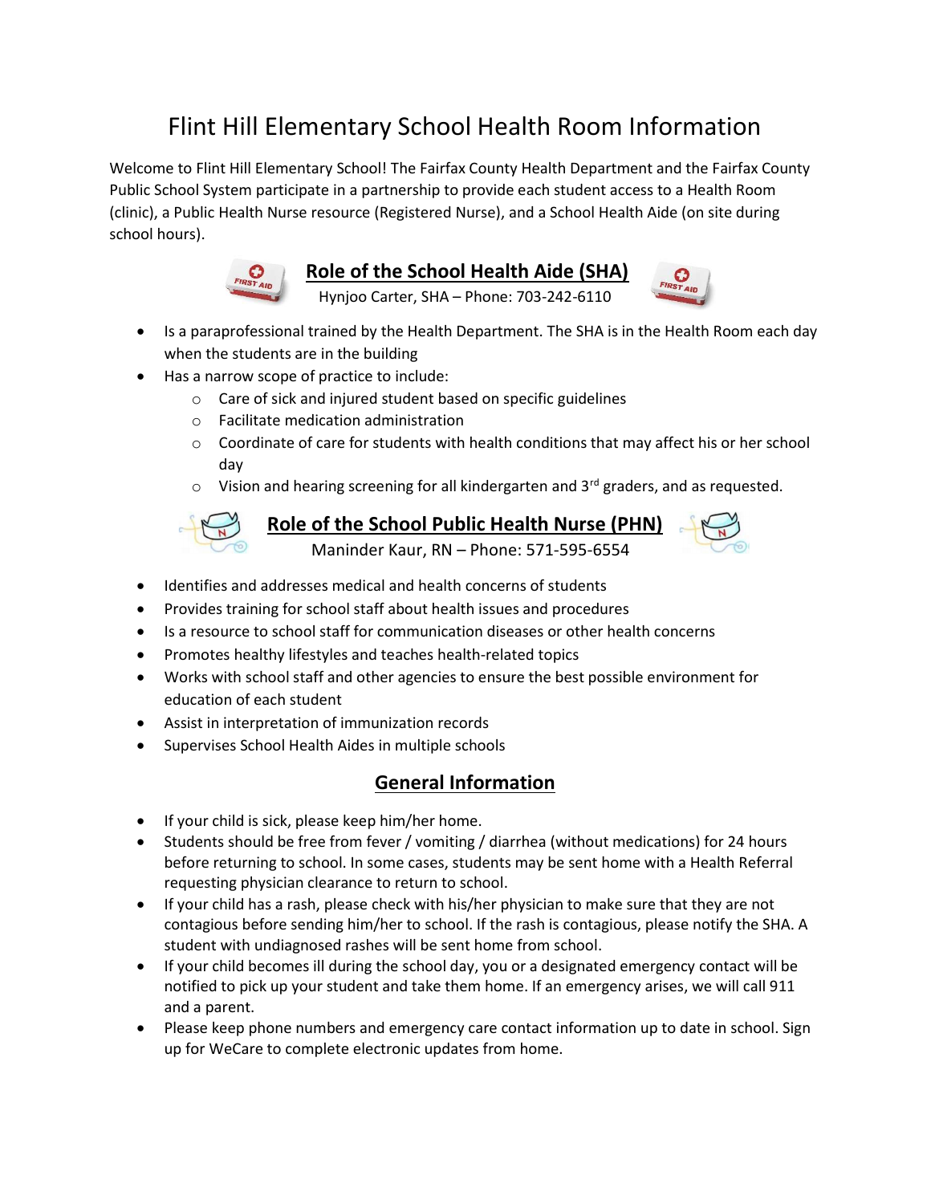# Flint Hill Elementary School Health Room Information

Welcome to Flint Hill Elementary School! The Fairfax County Health Department and the Fairfax County Public School System participate in a partnership to provide each student access to a Health Room (clinic), a Public Health Nurse resource (Registered Nurse), and a School Health Aide (on site during school hours).

## Role of the School Health Aide (SHA)

Hynjoo Carter, SHA – Phone: 703-242-6110

- Is a paraprofessional trained by the Health Department. The SHA is in the Health Room each day when the students are in the building
- Has a narrow scope of practice to include:
  - Care of sick and injured student based on specific guidelines
  - Facilitate medication administration
  - Coordinate of care for students with health conditions that may affect his or her school day
  - Vision and hearing screening for all kindergarten and 3rd graders, and as requested.

## Role of the School Public Health Nurse (PHN)

Maninder Kaur, RN – Phone: 571-595-6554

- Identifies and addresses medical and health concerns of students
- Provides training for school staff about health issues and procedures
- Is a resource to school staff for communication diseases or other health concerns
- Promotes healthy lifestyles and teaches health-related topics
- Works with school staff and other agencies to ensure the best possible environment for education of each student
- Assist in interpretation of immunization records
- Supervises School Health Aides in multiple schools

## General Information

- If your child is sick, please keep him/her home.
- Students should be free from fever / vomiting / diarrhea (without medications) for 24 hours before returning to school. In some cases, students may be sent home with a Health Referral requesting physician clearance to return to school.
- If your child has a rash, please check with his/her physician to make sure that they are not contagious before sending him/her to school. If the rash is contagious, please notify the SHA. A student with undiagnosed rashes will be sent home from school.
- If your child becomes ill during the school day, you or a designated emergency contact will be notified to pick up your student and take them home. If an emergency arises, we will call 911 and a parent.
- Please keep phone numbers and emergency care contact information up to date in school. Sign up for WeCare to complete electronic updates from home.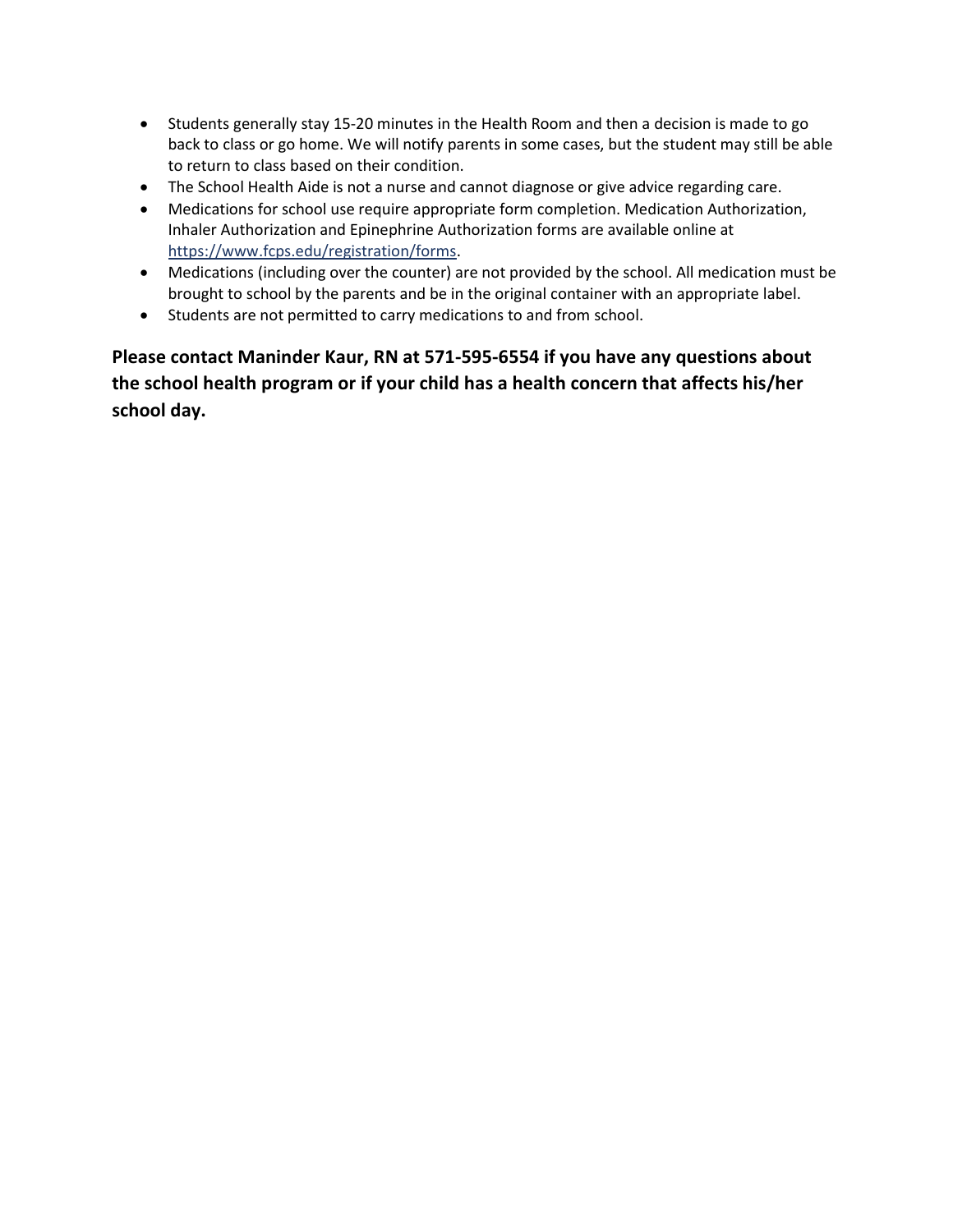- Students generally stay 15-20 minutes in the Health Room and then a decision is made to go back to class or go home. We will notify parents in some cases, but the student may still be able to return to class based on their condition.
- The School Health Aide is not a nurse and cannot diagnose or give advice regarding care.
- Medications for school use require appropriate form completion. Medication Authorization, Inhaler Authorization and Epinephrine Authorization forms are available online at [https://www.fcps.edu/registration/forms](https://www.fcps.edu/registration/forms).
- Medications (including over the counter) are not provided by the school. All medication must be brought to school by the parents and be in the original container with an appropriate label.
- Students are not permitted to carry medications to and from school.

**Please contact Maninder Kaur, RN at 571-595-6554 if you have any questions about the school health program or if your child has a health concern that affects his/her school day.**